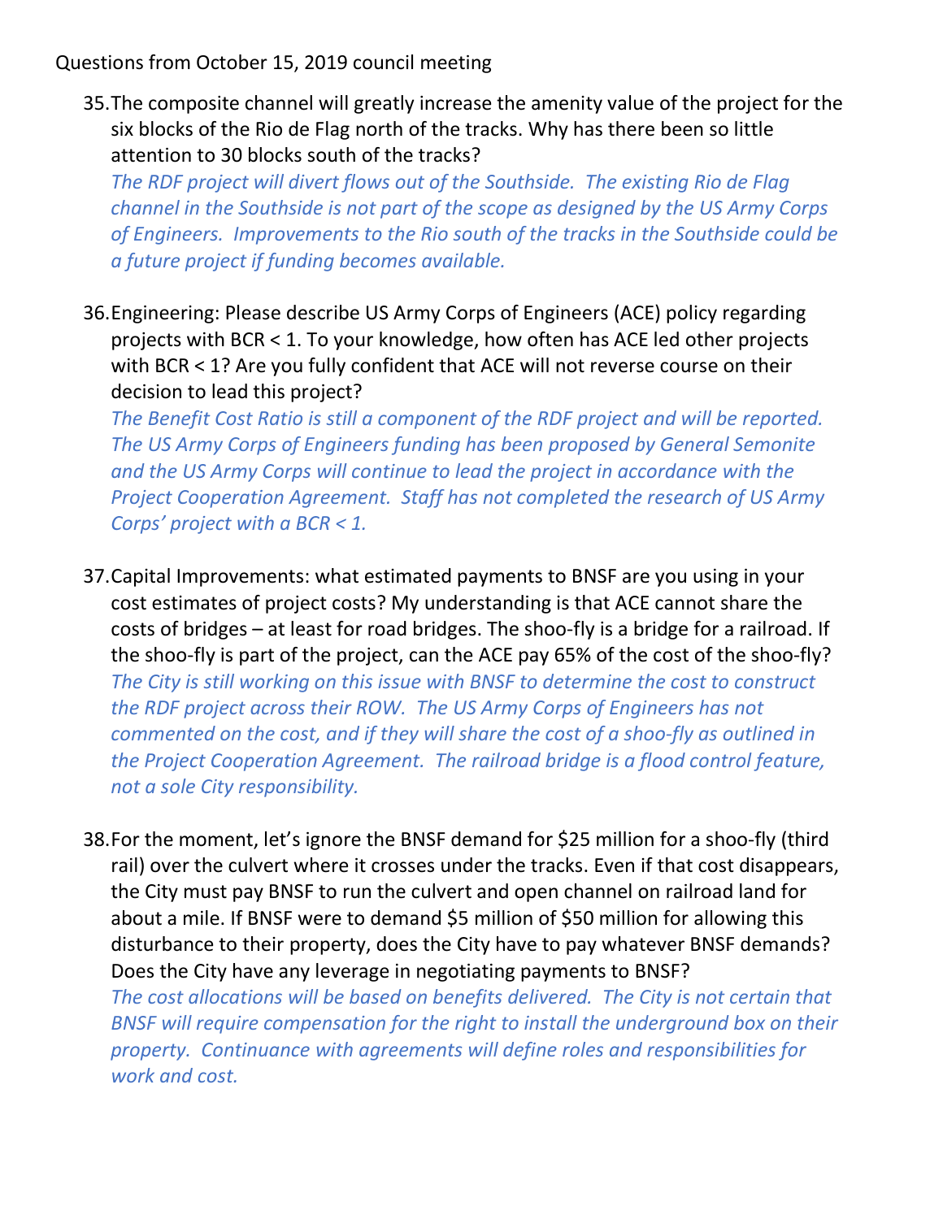Questions from October 15, 2019 council meeting

35. The composite channel will greatly increase the amenity value of the project for the six blocks of the Rio de Flag north of the tracks. Why has there been so little attention to 30 blocks south of the tracks?
    *The RDF project will divert flows out of the Southside. The existing Rio de Flag channel in the Southside is not part of the scope as designed by the US Army Corps of Engineers. Improvements to the Rio south of the tracks in the Southside could be a future project if funding becomes available.*

36. Engineering: Please describe US Army Corps of Engineers (ACE) policy regarding projects with BCR < 1. To your knowledge, how often has ACE led other projects with BCR < 1? Are you fully confident that ACE will not reverse course on their decision to lead this project?
    *The Benefit Cost Ratio is still a component of the RDF project and will be reported. The US Army Corps of Engineers funding has been proposed by General Semonite and the US Army Corps will continue to lead the project in accordance with the Project Cooperation Agreement. Staff has not completed the research of US Army Corps' project with a BCR < 1.*

37. Capital Improvements: what estimated payments to BNSF are you using in your cost estimates of project costs? My understanding is that ACE cannot share the costs of bridges – at least for road bridges. The shoo-fly is a bridge for a railroad. If the shoo-fly is part of the project, can the ACE pay 65% of the cost of the shoo-fly?
    *The City is still working on this issue with BNSF to determine the cost to construct the RDF project across their ROW. The US Army Corps of Engineers has not commented on the cost, and if they will share the cost of a shoo-fly as outlined in the Project Cooperation Agreement. The railroad bridge is a flood control feature, not a sole City responsibility.*

38. For the moment, let's ignore the BNSF demand for $25 million for a shoo-fly (third rail) over the culvert where it crosses under the tracks. Even if that cost disappears, the City must pay BNSF to run the culvert and open channel on railroad land for about a mile. If BNSF were to demand $5 million of $50 million for allowing this disturbance to their property, does the City have to pay whatever BNSF demands? Does the City have any leverage in negotiating payments to BNSF?
    *The cost allocations will be based on benefits delivered. The City is not certain that BNSF will require compensation for the right to install the underground box on their property. Continuance with agreements will define roles and responsibilities for work and cost.*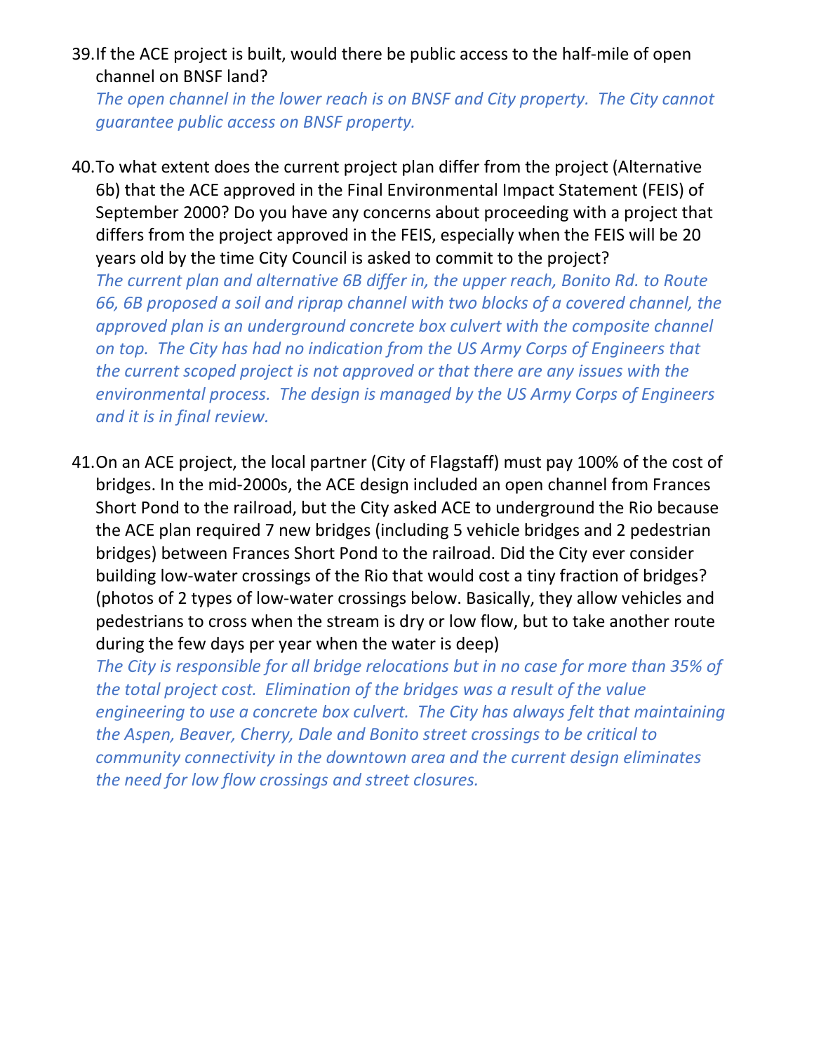39. If the ACE project is built, would there be public access to the half-mile of open channel on BNSF land?

    *The open channel in the lower reach is on BNSF and City property. The City cannot guarantee public access on BNSF property.*

40. To what extent does the current project plan differ from the project (Alternative 6b) that the ACE approved in the Final Environmental Impact Statement (FEIS) of September 2000? Do you have any concerns about proceeding with a project that differs from the project approved in the FEIS, especially when the FEIS will be 20 years old by the time City Council is asked to commit to the project?

    *The current plan and alternative 6B differ in, the upper reach, Bonito Rd. to Route 66, 6B proposed a soil and riprap channel with two blocks of a covered channel, the approved plan is an underground concrete box culvert with the composite channel on top. The City has had no indication from the US Army Corps of Engineers that the current scoped project is not approved or that there are any issues with the environmental process. The design is managed by the US Army Corps of Engineers and it is in final review.*

41. On an ACE project, the local partner (City of Flagstaff) must pay 100% of the cost of bridges. In the mid-2000s, the ACE design included an open channel from Frances Short Pond to the railroad, but the City asked ACE to underground the Rio because the ACE plan required 7 new bridges (including 5 vehicle bridges and 2 pedestrian bridges) between Frances Short Pond to the railroad. Did the City ever consider building low-water crossings of the Rio that would cost a tiny fraction of bridges? (photos of 2 types of low-water crossings below. Basically, they allow vehicles and pedestrians to cross when the stream is dry or low flow, but to take another route during the few days per year when the water is deep)

    *The City is responsible for all bridge relocations but in no case for more than 35% of the total project cost. Elimination of the bridges was a result of the value engineering to use a concrete box culvert. The City has always felt that maintaining the Aspen, Beaver, Cherry, Dale and Bonito street crossings to be critical to community connectivity in the downtown area and the current design eliminates the need for low flow crossings and street closures.*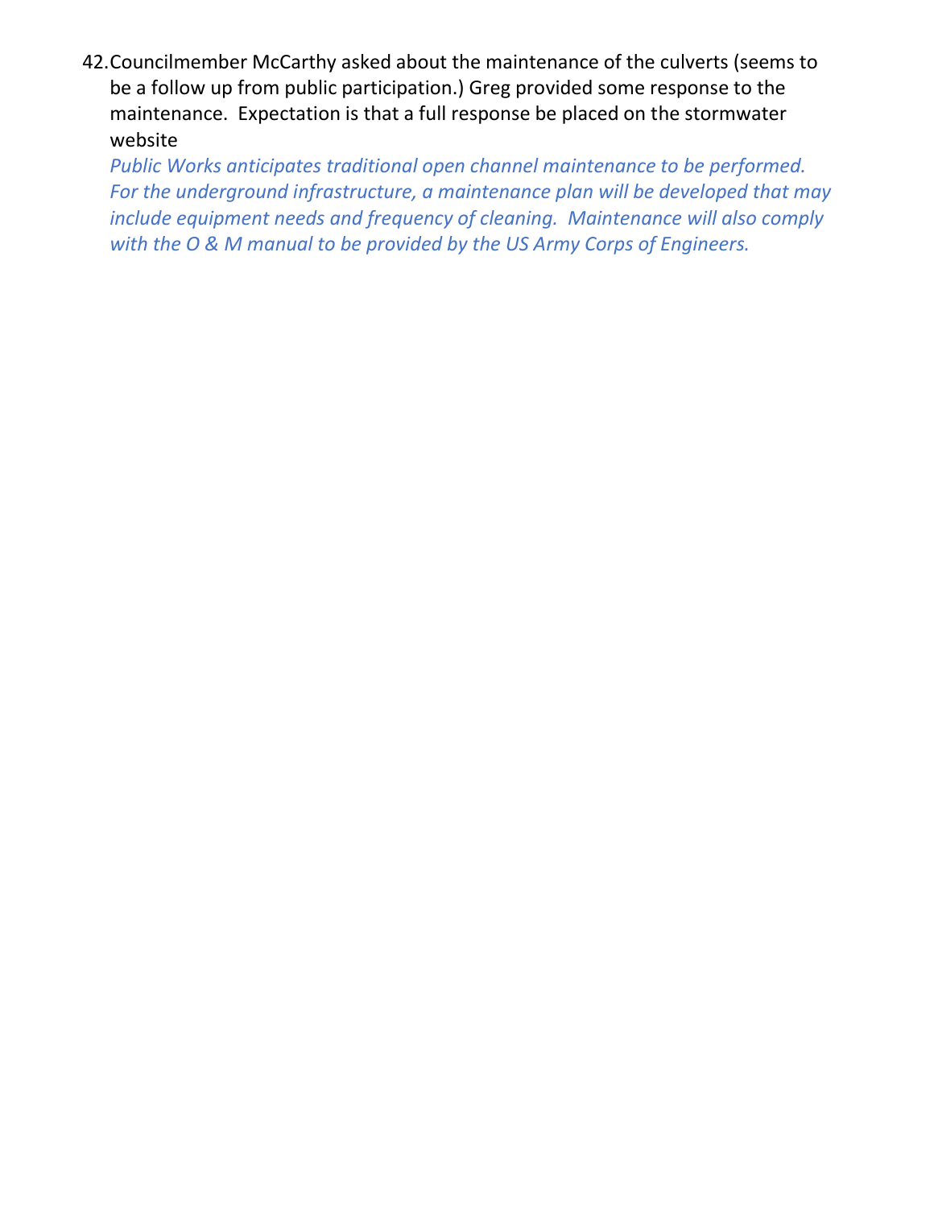42. Councilmember McCarthy asked about the maintenance of the culverts (seems to be a follow up from public participation.) Greg provided some response to the maintenance. Expectation is that a full response be placed on the stormwater website

    *Public Works anticipates traditional open channel maintenance to be performed. For the underground infrastructure, a maintenance plan will be developed that may include equipment needs and frequency of cleaning. Maintenance will also comply with the O & M manual to be provided by the US Army Corps of Engineers.*